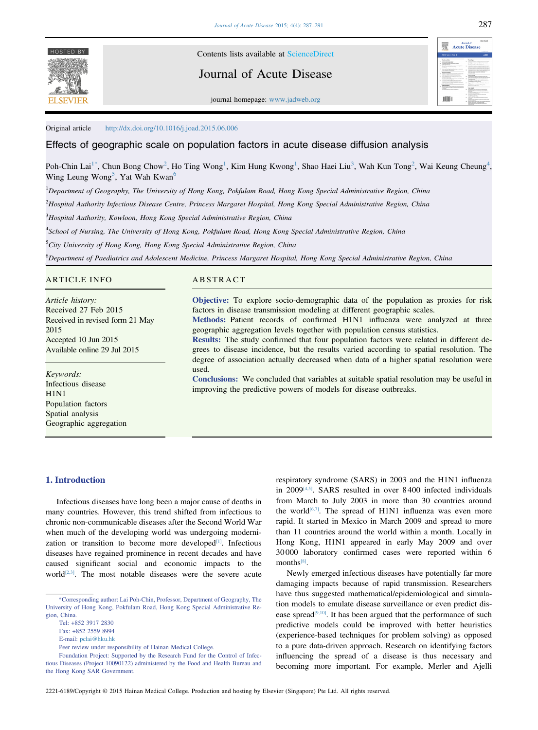Original article http://dx.doi.org/10.1016/j.joad.2015.06.006

# Effects of geographic scale on population factors in acute disease diffusion analysis

Poh-Chin Lai[1*], Chun Bong Chow[2], Ho Ting Wong[1], Kim Hung Kwong[1], Shao Haei Liu[3], Wah Kun Tong[2], Wai Keung Cheung[4], Wing Leung Wong[5], Yat Wah Kwan[6]

[1]*Department of Geography, The University of Hong Kong, Pokfulam Road, Hong Kong Special Administrative Region, China*

[2]*Hospital Authority Infectious Disease Centre, Princess Margaret Hospital, Hong Kong Special Administrative Region, China*

[3]*Hospital Authority, Kowloon, Hong Kong Special Administrative Region, China*

[4]*School of Nursing, The University of Hong Kong, Pokfulam Road, Hong Kong Special Administrative Region, China*

[5]*City University of Hong Kong, Hong Kong Special Administrative Region, China*

[6]*Department of Paediatrics and Adolescent Medicine, Princess Margaret Hospital, Hong Kong Special Administrative Region, China*

## ARTICLE INFO

*Article history:*
Received 27 Feb 2015
Received in revised form 21 May 2015
Accepted 10 Jun 2015
Available online 29 Jul 2015

*Keywords:*
Infectious disease
H1N1
Population factors
Spatial analysis
Geographic aggregation

## ABSTRACT

**Objective:** To explore socio-demographic data of the population as proxies for risk factors in disease transmission modeling at different geographic scales.

**Methods:** Patient records of confirmed H1N1 influenza were analyzed at three geographic aggregation levels together with population census statistics.

**Results:** The study confirmed that four population factors were related in different degrees to disease incidence, but the results varied according to spatial resolution. The degree of association actually decreased when data of a higher spatial resolution were used.

**Conclusions:** We concluded that variables at suitable spatial resolution may be useful in improving the predictive powers of models for disease outbreaks.

## 1. Introduction

Infectious diseases have long been a major cause of deaths in many countries. However, this trend shifted from infectious to chronic non-communicable diseases after the Second World War when much of the developing world was undergoing modernization or transition to become more developed[1]. Infectious diseases have regained prominence in recent decades and have caused significant social and economic impacts to the world[2,3]. The most notable diseases were the severe acute respiratory syndrome (SARS) in 2003 and the H1N1 influenza in 2009[4,5]. SARS resulted in over 8 400 infected individuals from March to July 2003 in more than 30 countries around the world[6,7]. The spread of H1N1 influenza was even more rapid. It started in Mexico in March 2009 and spread to more than 11 countries around the world within a month. Locally in Hong Kong, H1N1 appeared in early May 2009 and over 30 000 laboratory confirmed cases were reported within 6 months[8].

Newly emerged infectious diseases have potentially far more damaging impacts because of rapid transmission. Researchers have thus suggested mathematical/epidemiological and simulation models to emulate disease surveillance or even predict disease spread[9,10]. It has been argued that the performance of such predictive models could be improved with better heuristics (experience-based techniques for problem solving) as opposed to a pure data-driven approach. Research on identifying factors influencing the spread of a disease is thus necessary and becoming more important. For example, Merler and Ajelli

---

*Corresponding author: Lai Poh-Chin, Professor, Department of Geography, The University of Hong Kong, Pokfulam Road, Hong Kong Special Administrative Region, China.

Tel: +852 3917 2830

Fax: +852 2559 8994

E-mail: pclai@hku.hk

Peer review under responsibility of Hainan Medical College.

Foundation Project: Supported by the Research Fund for the Control of Infectious Diseases (Project 10090122) administered by the Food and Health Bureau and the Hong Kong SAR Government.

2221-6189/Copyright © 2015 Hainan Medical College. Production and hosting by Elsevier (Singapore) Pte Ltd. All rights reserved.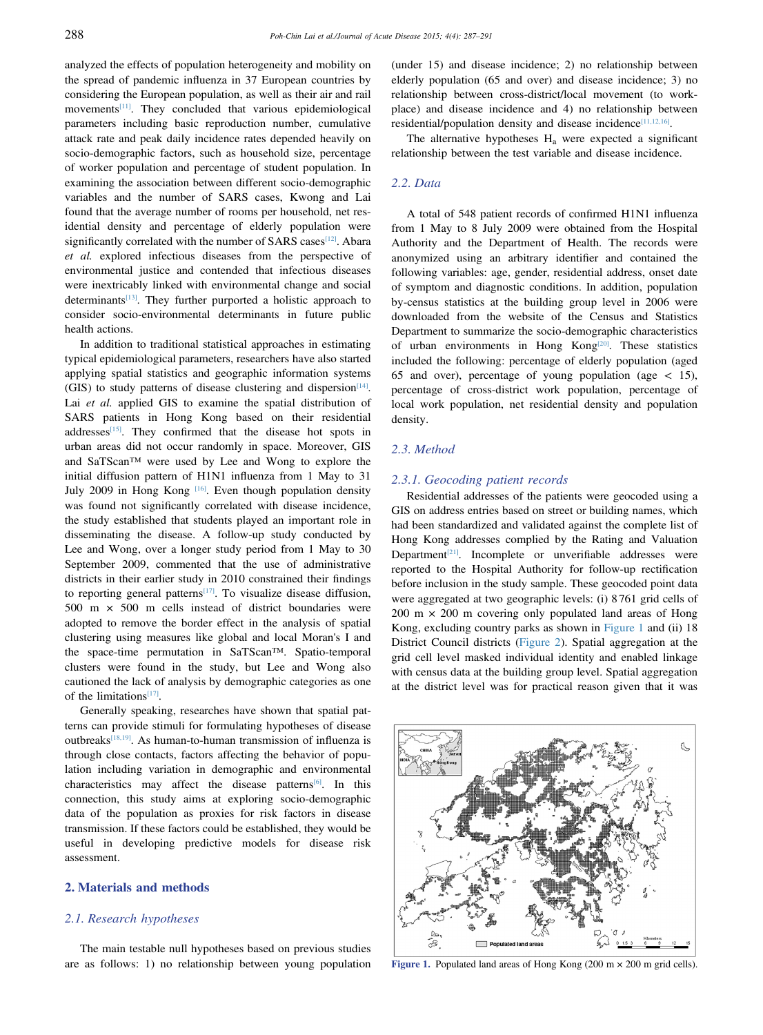analyzed the effects of population heterogeneity and mobility on the spread of pandemic influenza in 37 European countries by considering the European population, as well as their air and rail movements[11]. They concluded that various epidemiological parameters including basic reproduction number, cumulative attack rate and peak daily incidence rates depended heavily on socio-demographic factors, such as household size, percentage of worker population and percentage of student population. In examining the association between different socio-demographic variables and the number of SARS cases, Kwong and Lai found that the average number of rooms per household, net residential density and percentage of elderly population were significantly correlated with the number of SARS cases[12]. Abara *et al.* explored infectious diseases from the perspective of environmental justice and contended that infectious diseases were inextricably linked with environmental change and social determinants[13]. They further purported a holistic approach to consider socio-environmental determinants in future public health actions.

In addition to traditional statistical approaches in estimating typical epidemiological parameters, researchers have also started applying spatial statistics and geographic information systems (GIS) to study patterns of disease clustering and dispersion[14]. Lai *et al.* applied GIS to examine the spatial distribution of SARS patients in Hong Kong based on their residential addresses[15]. They confirmed that the disease hot spots in urban areas did not occur randomly in space. Moreover, GIS and SaTScan™ were used by Lee and Wong to explore the initial diffusion pattern of H1N1 influenza from 1 May to 31 July 2009 in Hong Kong [16]. Even though population density was found not significantly correlated with disease incidence, the study established that students played an important role in disseminating the disease. A follow-up study conducted by Lee and Wong, over a longer study period from 1 May to 30 September 2009, commented that the use of administrative districts in their earlier study in 2010 constrained their findings to reporting general patterns[17]. To visualize disease diffusion, 500 m × 500 m cells instead of district boundaries were adopted to remove the border effect in the analysis of spatial clustering using measures like global and local Moran's I and the space-time permutation in SaTScan™. Spatio-temporal clusters were found in the study, but Lee and Wong also cautioned the lack of analysis by demographic categories as one of the limitations[17].

Generally speaking, researches have shown that spatial patterns can provide stimuli for formulating hypotheses of disease outbreaks[18,19]. As human-to-human transmission of influenza is through close contacts, factors affecting the behavior of population including variation in demographic and environmental characteristics may affect the disease patterns[6]. In this connection, this study aims at exploring socio-demographic data of the population as proxies for risk factors in disease transmission. If these factors could be established, they would be useful in developing predictive models for disease risk assessment.

## 2. Materials and methods

### 2.1. Research hypotheses

The main testable null hypotheses based on previous studies are as follows: 1) no relationship between young population (under 15) and disease incidence; 2) no relationship between elderly population (65 and over) and disease incidence; 3) no relationship between cross-district/local movement (to workplace) and disease incidence and 4) no relationship between residential/population density and disease incidence[11,12,16].

The alternative hypotheses $H_a$ were expected a significant relationship between the test variable and disease incidence.

### 2.2. Data

A total of 548 patient records of confirmed H1N1 influenza from 1 May to 8 July 2009 were obtained from the Hospital Authority and the Department of Health. The records were anonymized using an arbitrary identifier and contained the following variables: age, gender, residential address, onset date of symptom and diagnostic conditions. In addition, population by-census statistics at the building group level in 2006 were downloaded from the website of the Census and Statistics Department to summarize the socio-demographic characteristics of urban environments in Hong Kong[20]. These statistics included the following: percentage of elderly population (aged 65 and over), percentage of young population (age < 15), percentage of cross-district work population, percentage of local work population, net residential density and population density.

### 2.3. Method

#### 2.3.1. Geocoding patient records

Residential addresses of the patients were geocoded using a GIS on address entries based on street or building names, which had been standardized and validated against the complete list of Hong Kong addresses complied by the Rating and Valuation Department[21]. Incomplete or unverifiable addresses were reported to the Hospital Authority for follow-up rectification before inclusion in the study sample. These geocoded point data were aggregated at two geographic levels: (i) 8 761 grid cells of 200 m × 200 m covering only populated land areas of Hong Kong, excluding country parks as shown in Figure 1 and (ii) 18 District Council districts (Figure 2). Spatial aggregation at the grid cell level masked individual identity and enabled linkage with census data at the building group level. Spatial aggregation at the district level was for practical reason given that it was

**Figure 1.** Populated land areas of Hong Kong (200 m × 200 m grid cells).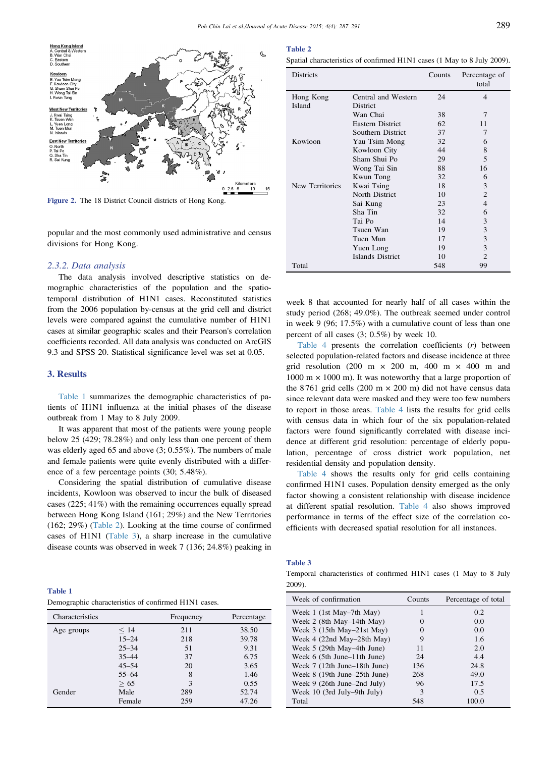Figure 2. The 18 District Council districts of Hong Kong.

popular and the most commonly used administrative and census divisions for Hong Kong.

### 2.3.2. Data analysis

The data analysis involved descriptive statistics on demographic characteristics of the population and the spatio-temporal distribution of H1N1 cases. Reconstituted statistics from the 2006 population by-census at the grid cell and district levels were compared against the cumulative number of H1N1 cases at similar geographic scales and their Pearson's correlation coefficients recorded. All data analysis was conducted on ArcGIS 9.3 and SPSS 20. Statistical significance level was set at 0.05.

## 3. Results

Table 1 summarizes the demographic characteristics of patients of H1N1 influenza at the initial phases of the disease outbreak from 1 May to 8 July 2009.

It was apparent that most of the patients were young people below 25 (429; 78.28%) and only less than one percent of them was elderly aged 65 and above (3; 0.55%). The numbers of male and female patients were quite evenly distributed with a difference of a few percentage points (30; 5.48%).

Considering the spatial distribution of cumulative disease incidents, Kowloon was observed to incur the bulk of diseased cases (225; 41%) with the remaining occurrences equally spread between Hong Kong Island (161; 29%) and the New Territories (162; 29%) (Table 2). Looking at the time course of confirmed cases of H1N1 (Table 3), a sharp increase in the cumulative disease counts was observed in week 7 (136; 24.8%) peaking in week 8 that accounted for nearly half of all cases within the study period (268; 49.0%). The outbreak seemed under control in week 9 (96; 17.5%) with a cumulative count of less than one percent of all cases (3; 0.5%) by week 10.

Table 4 presents the correlation coefficients ($r$) between selected population-related factors and disease incidence at three grid resolution (200 m × 200 m, 400 m × 400 m and 1000 m × 1000 m). It was noteworthy that a large proportion of the 8 761 grid cells (200 m × 200 m) did not have census data since relevant data were masked and they were too few numbers to report in those areas. Table 4 lists the results for grid cells with census data in which four of the six population-related factors were found significantly correlated with disease incidence at different grid resolution: percentage of elderly population, percentage of cross district work population, net residential density and population density.

Table 4 shows the results only for grid cells containing confirmed H1N1 cases. Population density emerged as the only factor showing a consistent relationship with disease incidence at different spatial resolution. Table 4 also shows improved performance in terms of the effect size of the correlation coefficients with decreased spatial resolution for all instances.

**Table 1**
Demographic characteristics of confirmed H1N1 cases.

| Characteristics | | Frequency | Percentage |
|---|---|---|---|
| Age groups | ≤ 14 | 211 | 38.50 |
| | 15–24 | 218 | 39.78 |
| | 25–34 | 51 | 9.31 |
| | 35–44 | 37 | 6.75 |
| | 45–54 | 20 | 3.65 |
| | 55–64 | 8 | 1.46 |
| | ≥ 65 | 3 | 0.55 |
| Gender | Male | 289 | 52.74 |
| | Female | 259 | 47.26 |

**Table 2**
Spatial characteristics of confirmed H1N1 cases (1 May to 8 July 2009).

| Districts | | Counts | Percentage of total |
|---|---|---|---|
| Hong Kong Island | Central and Western District | 24 | 4 |
| | Wan Chai | 38 | 7 |
| | Eastern District | 62 | 11 |
| | Southern District | 37 | 7 |
| Kowloon | Yau Tsim Mong | 32 | 6 |
| | Kowloon City | 44 | 8 |
| | Sham Shui Po | 29 | 5 |
| | Wong Tai Sin | 88 | 16 |
| | Kwun Tong | 32 | 6 |
| New Territories | Kwai Tsing | 18 | 3 |
| | North District | 10 | 2 |
| | Sai Kung | 23 | 4 |
| | Sha Tin | 32 | 6 |
| | Tai Po | 14 | 3 |
| | Tsuen Wan | 19 | 3 |
| | Tuen Mun | 17 | 3 |
| | Yuen Long | 19 | 3 |
| | Islands District | 10 | 2 |
| Total | | 548 | 99 |

**Table 3**
Temporal characteristics of confirmed H1N1 cases (1 May to 8 July 2009).

| Week of confirmation | Counts | Percentage of total |
|---|---|---|
| Week 1 (1st May–7th May) | 1 | 0.2 |
| Week 2 (8th May–14th May) | 0 | 0.0 |
| Week 3 (15th May–21st May) | 0 | 0.0 |
| Week 4 (22nd May–28th May) | 9 | 1.6 |
| Week 5 (29th May–4th June) | 11 | 2.0 |
| Week 6 (5th June–11th June) | 24 | 4.4 |
| Week 7 (12th June–18th June) | 136 | 24.8 |
| Week 8 (19th June–25th June) | 268 | 49.0 |
| Week 9 (26th June–2nd July) | 96 | 17.5 |
| Week 10 (3rd July–9th July) | 3 | 0.5 |
| Total | 548 | 100.0 |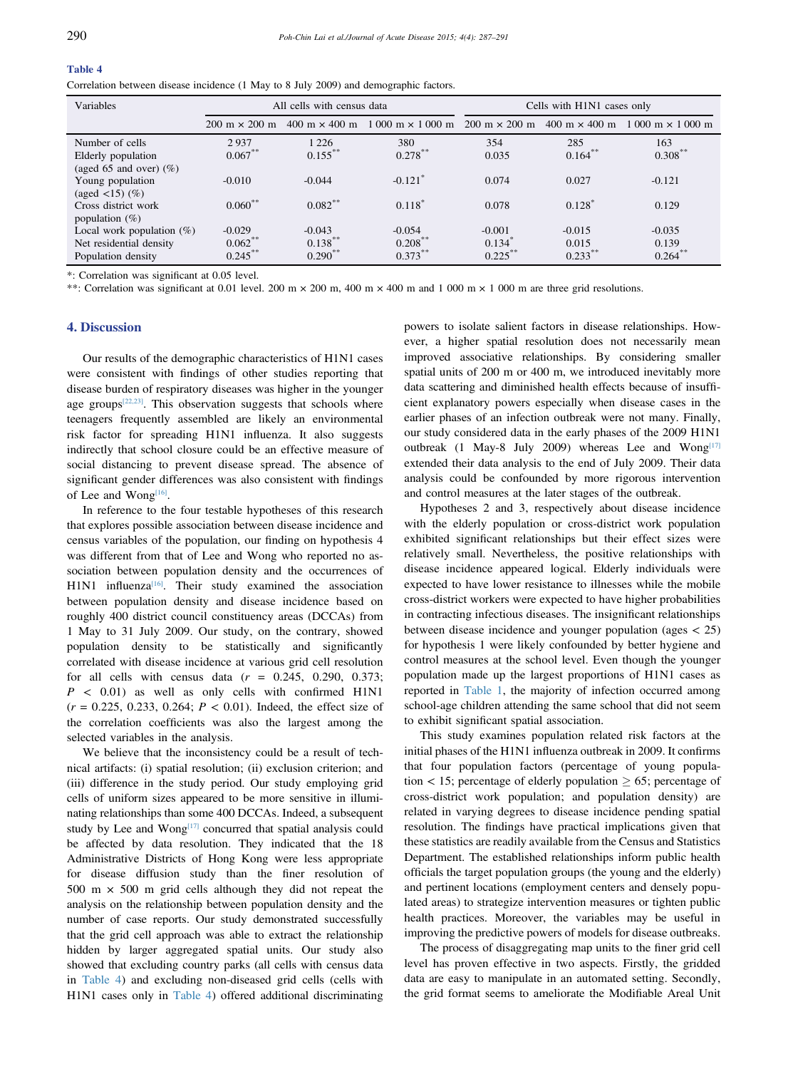**Table 4**

Correlation between disease incidence (1 May to 8 July 2009) and demographic factors.

| Variables | All cells with census data | | | Cells with H1N1 cases only | | |
|---|---|---|---|---|---|---|
| | 200 m × 200 m | 400 m × 400 m | 1 000 m × 1 000 m | 200 m × 200 m | 400 m × 400 m | 1 000 m × 1 000 m |
| Number of cells | 2 937 | 1 226 | 380 | 354 | 285 | 163 |
| Elderly population (aged 65 and over) (%) | 0.067** | 0.155** | 0.278** | 0.035 | 0.164** | 0.308** |
| Young population (aged <15) (%) | -0.010 | -0.044 | -0.121* | 0.074 | 0.027 | -0.121 |
| Cross district work population (%) | 0.060** | 0.082** | 0.118* | 0.078 | 0.128* | 0.129 |
| Local work population (%) | -0.029 | -0.043 | -0.054 | -0.001 | -0.015 | -0.035 |
| Net residential density | 0.062** | 0.138** | 0.208** | 0.134* | 0.015 | 0.139 |
| Population density | 0.245** | 0.290** | 0.373** | 0.225** | 0.233** | 0.264** |

*: Correlation was significant at 0.05 level.

**: Correlation was significant at 0.01 level. 200 m × 200 m, 400 m × 400 m and 1 000 m × 1 000 m are three grid resolutions.

## 4. Discussion

Our results of the demographic characteristics of H1N1 cases were consistent with findings of other studies reporting that disease burden of respiratory diseases was higher in the younger age groups[22,23]. This observation suggests that schools where teenagers frequently assembled are likely an environmental risk factor for spreading H1N1 influenza. It also suggests indirectly that school closure could be an effective measure of social distancing to prevent disease spread. The absence of significant gender differences was also consistent with findings of Lee and Wong[16].

In reference to the four testable hypotheses of this research that explores possible association between disease incidence and census variables of the population, our finding on hypothesis 4 was different from that of Lee and Wong who reported no association between population density and the occurrences of H1N1 influenza[16]. Their study examined the association between population density and disease incidence based on roughly 400 district council constituency areas (DCCAs) from 1 May to 31 July 2009. Our study, on the contrary, showed population density to be statistically and significantly correlated with disease incidence at various grid cell resolution for all cells with census data ($r$ = 0.245, 0.290, 0.373; $P$ < 0.01) as well as only cells with confirmed H1N1 ($r$ = 0.225, 0.233, 0.264; $P$ < 0.01). Indeed, the effect size of the correlation coefficients was also the largest among the selected variables in the analysis.

We believe that the inconsistency could be a result of technical artifacts: (i) spatial resolution; (ii) exclusion criterion; and (iii) difference in the study period. Our study employing grid cells of uniform sizes appeared to be more sensitive in illuminating relationships than some 400 DCCAs. Indeed, a subsequent study by Lee and Wong[17] concurred that spatial analysis could be affected by data resolution. They indicated that the 18 Administrative Districts of Hong Kong were less appropriate for disease diffusion study than the finer resolution of 500 m × 500 m grid cells although they did not repeat the analysis on the relationship between population density and the number of case reports. Our study demonstrated successfully that the grid cell approach was able to extract the relationship hidden by larger aggregated spatial units. Our study also showed that excluding country parks (all cells with census data in Table 4) and excluding non-diseased grid cells (cells with H1N1 cases only in Table 4) offered additional discriminating powers to isolate salient factors in disease relationships. However, a higher spatial resolution does not necessarily mean improved associative relationships. By considering smaller spatial units of 200 m or 400 m, we introduced inevitably more data scattering and diminished health effects because of insufficient explanatory powers especially when disease cases in the earlier phases of an infection outbreak were not many. Finally, our study considered data in the early phases of the 2009 H1N1 outbreak (1 May-8 July 2009) whereas Lee and Wong[17] extended their data analysis to the end of July 2009. Their data analysis could be confounded by more rigorous intervention and control measures at the later stages of the outbreak.

Hypotheses 2 and 3, respectively about disease incidence with the elderly population or cross-district work population exhibited significant relationships but their effect sizes were relatively small. Nevertheless, the positive relationships with disease incidence appeared logical. Elderly individuals were expected to have lower resistance to illnesses while the mobile cross-district workers were expected to have higher probabilities in contracting infectious diseases. The insignificant relationships between disease incidence and younger population (ages < 25) for hypothesis 1 were likely confounded by better hygiene and control measures at the school level. Even though the younger population made up the largest proportions of H1N1 cases as reported in Table 1, the majority of infection occurred among school-age children attending the same school that did not seem to exhibit significant spatial association.

This study examines population related risk factors at the initial phases of the H1N1 influenza outbreak in 2009. It confirms that four population factors (percentage of young population < 15; percentage of elderly population ≥ 65; percentage of cross-district work population; and population density) are related in varying degrees to disease incidence pending spatial resolution. The findings have practical implications given that these statistics are readily available from the Census and Statistics Department. The established relationships inform public health officials the target population groups (the young and the elderly) and pertinent locations (employment centers and densely populated areas) to strategize intervention measures or tighten public health practices. Moreover, the variables may be useful in improving the predictive powers of models for disease outbreaks.

The process of disaggregating map units to the finer grid cell level has proven effective in two aspects. Firstly, the gridded data are easy to manipulate in an automated setting. Secondly, the grid format seems to ameliorate the Modifiable Areal Unit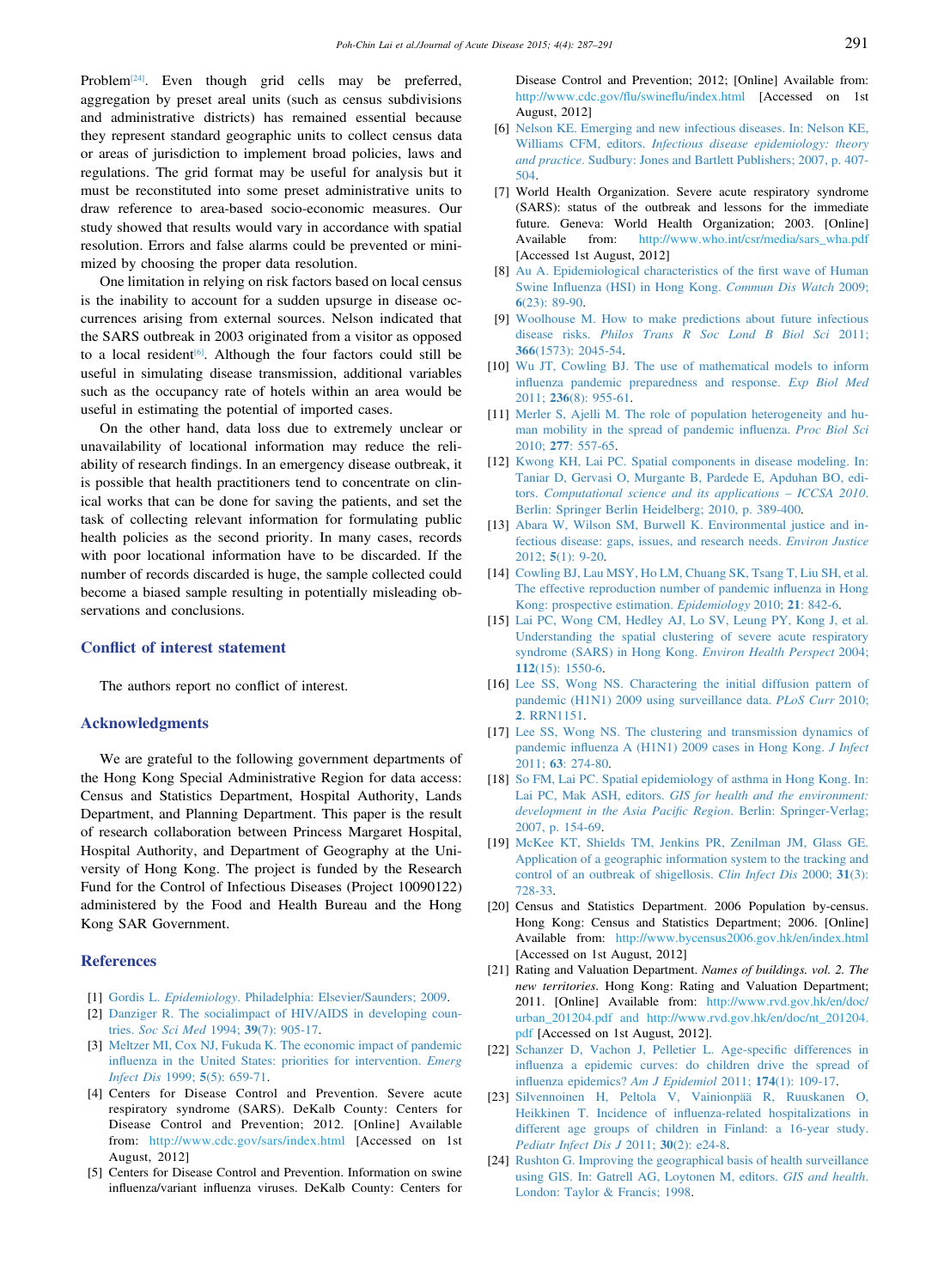Problem[24]. Even though grid cells may be preferred, aggregation by preset areal units (such as census subdivisions and administrative districts) has remained essential because they represent standard geographic units to collect census data or areas of jurisdiction to implement broad policies, laws and regulations. The grid format may be useful for analysis but it must be reconstituted into some preset administrative units to draw reference to area-based socio-economic measures. Our study showed that results would vary in accordance with spatial resolution. Errors and false alarms could be prevented or minimized by choosing the proper data resolution.

One limitation in relying on risk factors based on local census is the inability to account for a sudden upsurge in disease occurrences arising from external sources. Nelson indicated that the SARS outbreak in 2003 originated from a visitor as opposed to a local resident[6]. Although the four factors could still be useful in simulating disease transmission, additional variables such as the occupancy rate of hotels within an area would be useful in estimating the potential of imported cases.

On the other hand, data loss due to extremely unclear or unavailability of locational information may reduce the reliability of research findings. In an emergency disease outbreak, it is possible that health practitioners tend to concentrate on clinical works that can be done for saving the patients, and set the task of collecting relevant information for formulating public health policies as the second priority. In many cases, records with poor locational information have to be discarded. If the number of records discarded is huge, the sample collected could become a biased sample resulting in potentially misleading observations and conclusions.

## Conflict of interest statement

The authors report no conflict of interest.

## Acknowledgments

We are grateful to the following government departments of the Hong Kong Special Administrative Region for data access: Census and Statistics Department, Hospital Authority, Lands Department, and Planning Department. This paper is the result of research collaboration between Princess Margaret Hospital, Hospital Authority, and Department of Geography at the University of Hong Kong. The project is funded by the Research Fund for the Control of Infectious Diseases (Project 10090122) administered by the Food and Health Bureau and the Hong Kong SAR Government.

## References

[1] Gordis L. *Epidemiology*. Philadelphia: Elsevier/Saunders; 2009.

[2] Danziger R. The socialimpact of HIV/AIDS in developing countries. *Soc Sci Med* 1994; **39**(7): 905-17.

[3] Meltzer MI, Cox NJ, Fukuda K. The economic impact of pandemic influenza in the United States: priorities for intervention. *Emerg Infect Dis* 1999; **5**(5): 659-71.

[4] Centers for Disease Control and Prevention. Severe acute respiratory syndrome (SARS). DeKalb County: Centers for Disease Control and Prevention; 2012. [Online] Available from: http://www.cdc.gov/sars/index.html [Accessed on 1st August, 2012]

[5] Centers for Disease Control and Prevention. Information on swine influenza/variant influenza viruses. DeKalb County: Centers for Disease Control and Prevention; 2012; [Online] Available from: http://www.cdc.gov/flu/swineflu/index.html [Accessed on 1st August, 2012]

[6] Nelson KE. Emerging and new infectious diseases. In: Nelson KE, Williams CFM, editors. *Infectious disease epidemiology: theory and practice*. Sudbury: Jones and Bartlett Publishers; 2007, p. 407-504.

[7] World Health Organization. Severe acute respiratory syndrome (SARS): status of the outbreak and lessons for the immediate future. Geneva: World Health Organization; 2003. [Online] Available from: http://www.who.int/csr/media/sars_wha.pdf [Accessed 1st August, 2012]

[8] Au A. Epidemiological characteristics of the first wave of Human Swine Influenza (HSI) in Hong Kong. *Commun Dis Watch* 2009; **6**(23): 89-90.

[9] Woolhouse M. How to make predictions about future infectious disease risks. *Philos Trans R Soc Lond B Biol Sci* 2011; **366**(1573): 2045-54.

[10] Wu JT, Cowling BJ. The use of mathematical models to inform influenza pandemic preparedness and response. *Exp Biol Med* 2011; **236**(8): 955-61.

[11] Merler S, Ajelli M. The role of population heterogeneity and human mobility in the spread of pandemic influenza. *Proc Biol Sci* 2010; **277**: 557-65.

[12] Kwong KH, Lai PC. Spatial components in disease modeling. In: Taniar D, Gervasi O, Murgante B, Pardede E, Apduhan BO, editors. *Computational science and its applications – ICCSA 2010*. Berlin: Springer Berlin Heidelberg; 2010, p. 389-400.

[13] Abara W, Wilson SM, Burwell K. Environmental justice and infectious disease: gaps, issues, and research needs. *Environ Justice* 2012; **5**(1): 9-20.

[14] Cowling BJ, Lau MSY, Ho LM, Chuang SK, Tsang T, Liu SH, et al. The effective reproduction number of pandemic influenza in Hong Kong: prospective estimation. *Epidemiology* 2010; **21**: 842-6.

[15] Lai PC, Wong CM, Hedley AJ, Lo SV, Leung PY, Kong J, et al. Understanding the spatial clustering of severe acute respiratory syndrome (SARS) in Hong Kong. *Environ Health Perspect* 2004; **112**(15): 1550-6.

[16] Lee SS, Wong NS. Charactering the initial diffusion pattern of pandemic (H1N1) 2009 using surveillance data. *PLoS Curr* 2010; **2**. RRN1151.

[17] Lee SS, Wong NS. The clustering and transmission dynamics of pandemic influenza A (H1N1) 2009 cases in Hong Kong. *J Infect* 2011; **63**: 274-80.

[18] So FM, Lai PC. Spatial epidemiology of asthma in Hong Kong. In: Lai PC, Mak ASH, editors. *GIS for health and the environment: development in the Asia Pacific Region*. Berlin: Springer-Verlag; 2007, p. 154-69.

[19] McKee KT, Shields TM, Jenkins PR, Zenilman JM, Glass GE. Application of a geographic information system to the tracking and control of an outbreak of shigellosis. *Clin Infect Dis* 2000; **31**(3): 728-33.

[20] Census and Statistics Department. 2006 Population by-census. Hong Kong: Census and Statistics Department; 2006. [Online] Available from: http://www.bycensus2006.gov.hk/en/index.html [Accessed on 1st August, 2012]

[21] Rating and Valuation Department. *Names of buildings. vol. 2. The new territories*. Hong Kong: Rating and Valuation Department; 2011. [Online] Available from: http://www.rvd.gov.hk/en/doc/urban_201204.pdf and http://www.rvd.gov.hk/en/doc/nt_201204.pdf [Accessed on 1st August, 2012].

[22] Schanzer D, Vachon J, Pelletier L. Age-specific differences in influenza a epidemic curves: do children drive the spread of influenza epidemics? *Am J Epidemiol* 2011; **174**(1): 109-17.

[23] Silvennoinen H, Peltola V, Vainionpää R, Ruuskanen O, Heikkinen T. Incidence of influenza-related hospitalizations in different age groups of children in Finland: a 16-year study. *Pediatr Infect Dis J* 2011; **30**(2): e24-8.

[24] Rushton G. Improving the geographical basis of health surveillance using GIS. In: Gatrell AG, Loytonen M, editors. *GIS and health*. London: Taylor & Francis; 1998.